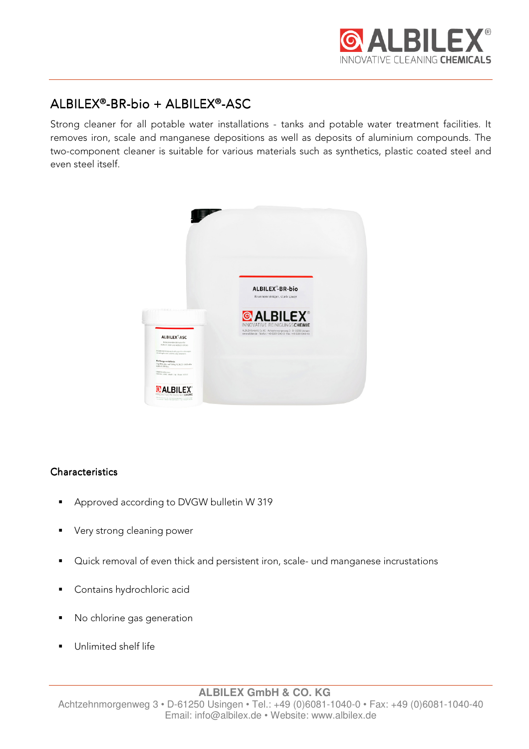# ALBILEX®-BR-bio + ALBILEX®-ASC

Strong cleaner for all potable water installations - tanks and potable water treatment facilities. It removes iron, scale and manganese depositions as well as deposits of aluminium compounds. The two-component cleaner is suitable for various materials such as synthetics, plastic coated steel and even steel itself.

## Characteristics

- Approved according to DVGW bulletin W 319
- Very strong cleaning power
- Quick removal of even thick and persistent iron, scale- und manganese incrustations
- Contains hydrochloric acid
- No chlorine gas generation
- Unlimited shelf life

**ALBILEX GmbH & CO. KG**
Achtzehnmorgenweg 3 • D-61250 Usingen • Tel.: +49 (0)6081-1040-0 • Fax: +49 (0)6081-1040-40
Email: info@albilex.de • Website: www.albilex.de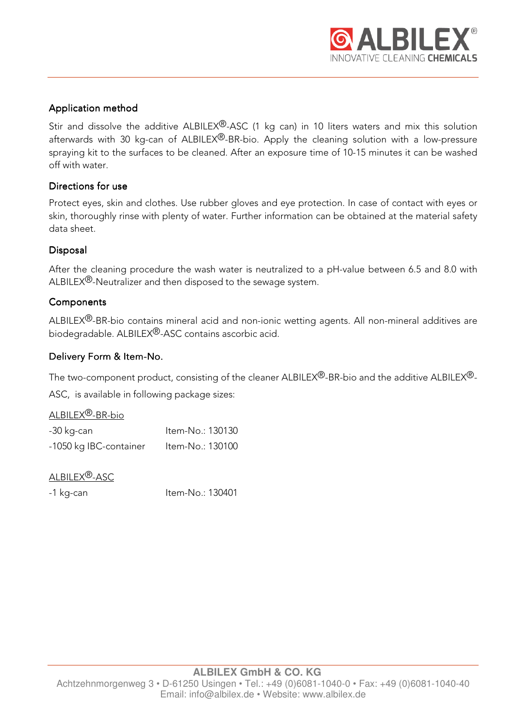## Application method

Stir and dissolve the additive ALBILEX®-ASC (1 kg can) in 10 liters waters and mix this solution afterwards with 30 kg-can of ALBILEX®-BR-bio. Apply the cleaning solution with a low-pressure spraying kit to the surfaces to be cleaned. After an exposure time of 10-15 minutes it can be washed off with water.

## Directions for use

Protect eyes, skin and clothes. Use rubber gloves and eye protection. In case of contact with eyes or skin, thoroughly rinse with plenty of water. Further information can be obtained at the material safety data sheet.

## Disposal

After the cleaning procedure the wash water is neutralized to a pH-value between 6.5 and 8.0 with ALBILEX®-Neutralizer and then disposed to the sewage system.

## Components

ALBILEX®-BR-bio contains mineral acid and non-ionic wetting agents. All non-mineral additives are biodegradable. ALBILEX®-ASC contains ascorbic acid.

## Delivery Form & Item-No.

The two-component product, consisting of the cleaner ALBILEX®-BR-bio and the additive ALBILEX®-ASC, is available in following package sizes:

ALBILEX®-BR-bio

| | |
|---|---|
| -30 kg-can | Item-No.: 130130 |
| -1050 kg IBC-container | Item-No.: 130100 |

ALBILEX®-ASC

| | |
|---|---|
| -1 kg-can | Item-No.: 130401 |